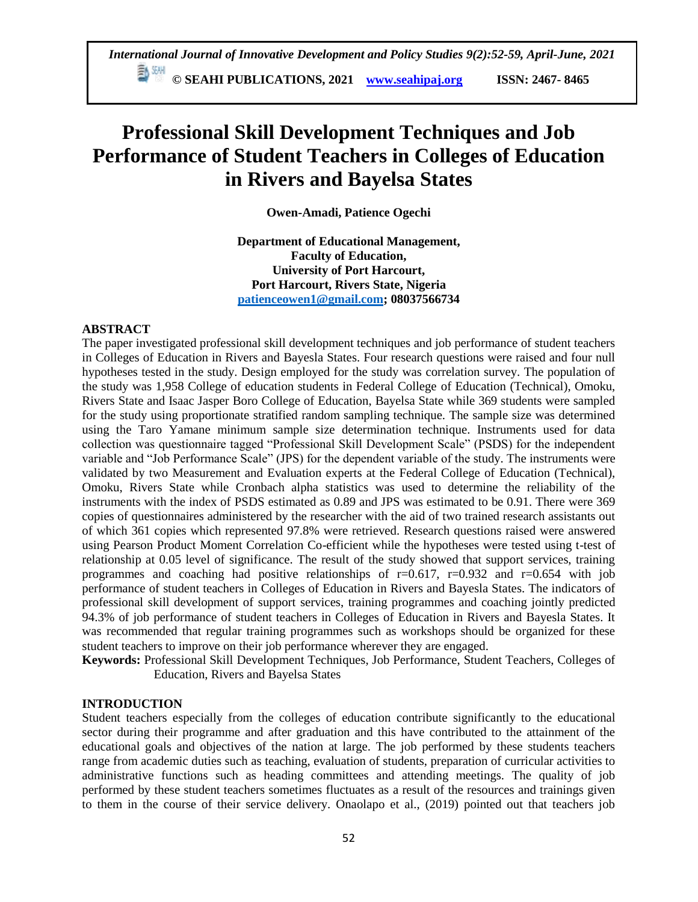# Professional Skill Development Techniques and Job Performance of Student Teachers in Colleges of Education in Rivers and Bayelsa States

**Owen-Amadi, Patience Ogechi**

**Department of Educational Management,**
**Faculty of Education,**
**University of Port Harcourt,**
**Port Harcourt, Rivers State, Nigeria**
**patienceowen1@gmail.com; 08037566734**

## ABSTRACT

The paper investigated professional skill development techniques and job performance of student teachers in Colleges of Education in Rivers and Bayesla States. Four research questions were raised and four null hypotheses tested in the study. Design employed for the study was correlation survey. The population of the study was 1,958 College of education students in Federal College of Education (Technical), Omoku, Rivers State and Isaac Jasper Boro College of Education, Bayelsa State while 369 students were sampled for the study using proportionate stratified random sampling technique. The sample size was determined using the Taro Yamane minimum sample size determination technique. Instruments used for data collection was questionnaire tagged "Professional Skill Development Scale" (PSDS) for the independent variable and "Job Performance Scale" (JPS) for the dependent variable of the study. The instruments were validated by two Measurement and Evaluation experts at the Federal College of Education (Technical), Omoku, Rivers State while Cronbach alpha statistics was used to determine the reliability of the instruments with the index of PSDS estimated as 0.89 and JPS was estimated to be 0.91. There were 369 copies of questionnaires administered by the researcher with the aid of two trained research assistants out of which 361 copies which represented 97.8% were retrieved. Research questions raised were answered using Pearson Product Moment Correlation Co-efficient while the hypotheses were tested using t-test of relationship at 0.05 level of significance. The result of the study showed that support services, training programmes and coaching had positive relationships of r=0.617, r=0.932 and r=0.654 with job performance of student teachers in Colleges of Education in Rivers and Bayesla States. The indicators of professional skill development of support services, training programmes and coaching jointly predicted 94.3% of job performance of student teachers in Colleges of Education in Rivers and Bayesla States. It was recommended that regular training programmes such as workshops should be organized for these student teachers to improve on their job performance wherever they are engaged.

**Keywords:** Professional Skill Development Techniques, Job Performance, Student Teachers, Colleges of Education, Rivers and Bayelsa States

## INTRODUCTION

Student teachers especially from the colleges of education contribute significantly to the educational sector during their programme and after graduation and this have contributed to the attainment of the educational goals and objectives of the nation at large. The job performed by these students teachers range from academic duties such as teaching, evaluation of students, preparation of curricular activities to administrative functions such as heading committees and attending meetings. The quality of job performed by these student teachers sometimes fluctuates as a result of the resources and trainings given to them in the course of their service delivery. Onaolapo et al., (2019) pointed out that teachers job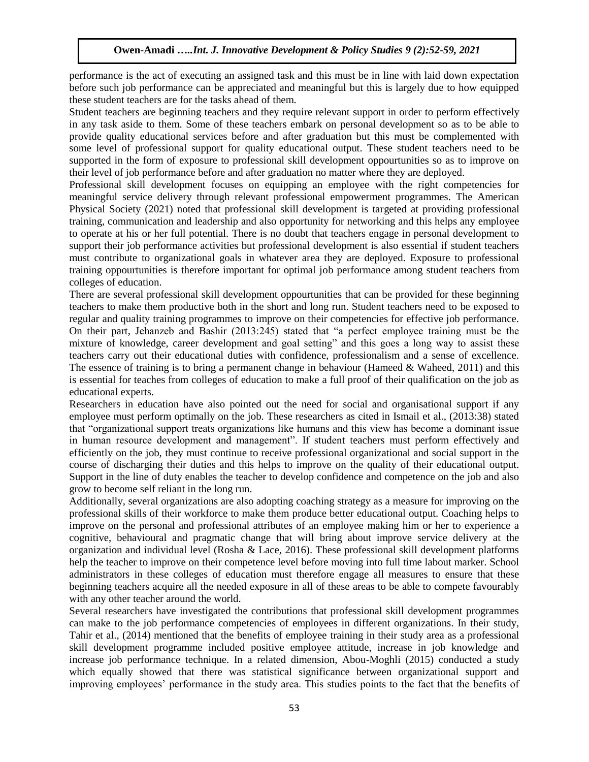performance is the act of executing an assigned task and this must be in line with laid down expectation before such job performance can be appreciated and meaningful but this is largely due to how equipped these student teachers are for the tasks ahead of them.

Student teachers are beginning teachers and they require relevant support in order to perform effectively in any task aside to them. Some of these teachers embark on personal development so as to be able to provide quality educational services before and after graduation but this must be complemented with some level of professional support for quality educational output. These student teachers need to be supported in the form of exposure to professional skill development oppourtunities so as to improve on their level of job performance before and after graduation no matter where they are deployed.

Professional skill development focuses on equipping an employee with the right competencies for meaningful service delivery through relevant professional empowerment programmes. The American Physical Society (2021) noted that professional skill development is targeted at providing professional training, communication and leadership and also opportunity for networking and this helps any employee to operate at his or her full potential. There is no doubt that teachers engage in personal development to support their job performance activities but professional development is also essential if student teachers must contribute to organizational goals in whatever area they are deployed. Exposure to professional training oppourtunities is therefore important for optimal job performance among student teachers from colleges of education.

There are several professional skill development oppourtunities that can be provided for these beginning teachers to make them productive both in the short and long run. Student teachers need to be exposed to regular and quality training programmes to improve on their competencies for effective job performance. On their part, Jehanzeb and Bashir (2013:245) stated that "a perfect employee training must be the mixture of knowledge, career development and goal setting" and this goes a long way to assist these teachers carry out their educational duties with confidence, professionalism and a sense of excellence. The essence of training is to bring a permanent change in behaviour (Hameed & Waheed, 2011) and this is essential for teaches from colleges of education to make a full proof of their qualification on the job as educational experts.

Researchers in education have also pointed out the need for social and organisational support if any employee must perform optimally on the job. These researchers as cited in Ismail et al., (2013:38) stated that "organizational support treats organizations like humans and this view has become a dominant issue in human resource development and management". If student teachers must perform effectively and efficiently on the job, they must continue to receive professional organizational and social support in the course of discharging their duties and this helps to improve on the quality of their educational output. Support in the line of duty enables the teacher to develop confidence and competence on the job and also grow to become self reliant in the long run.

Additionally, several organizations are also adopting coaching strategy as a measure for improving on the professional skills of their workforce to make them produce better educational output. Coaching helps to improve on the personal and professional attributes of an employee making him or her to experience a cognitive, behavioural and pragmatic change that will bring about improve service delivery at the organization and individual level (Rosha & Lace, 2016). These professional skill development platforms help the teacher to improve on their competence level before moving into full time labout marker. School administrators in these colleges of education must therefore engage all measures to ensure that these beginning teachers acquire all the needed exposure in all of these areas to be able to compete favourably with any other teacher around the world.

Several researchers have investigated the contributions that professional skill development programmes can make to the job performance competencies of employees in different organizations. In their study, Tahir et al., (2014) mentioned that the benefits of employee training in their study area as a professional skill development programme included positive employee attitude, increase in job knowledge and increase job performance technique. In a related dimension, Abou-Moghli (2015) conducted a study which equally showed that there was statistical significance between organizational support and improving employees' performance in the study area. This studies points to the fact that the benefits of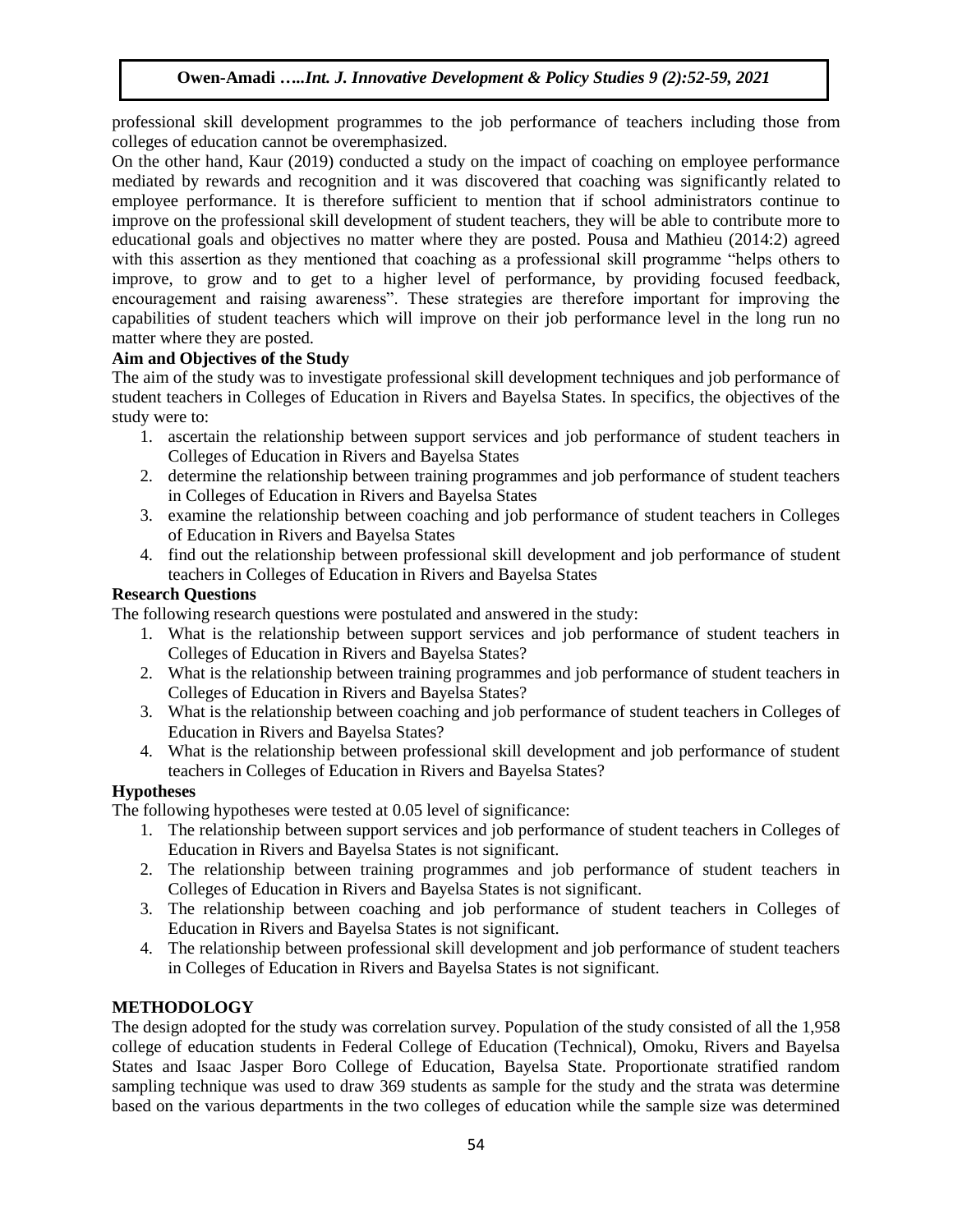professional skill development programmes to the job performance of teachers including those from colleges of education cannot be overemphasized.

On the other hand, Kaur (2019) conducted a study on the impact of coaching on employee performance mediated by rewards and recognition and it was discovered that coaching was significantly related to employee performance. It is therefore sufficient to mention that if school administrators continue to improve on the professional skill development of student teachers, they will be able to contribute more to educational goals and objectives no matter where they are posted. Pousa and Mathieu (2014:2) agreed with this assertion as they mentioned that coaching as a professional skill programme "helps others to improve, to grow and to get to a higher level of performance, by providing focused feedback, encouragement and raising awareness". These strategies are therefore important for improving the capabilities of student teachers which will improve on their job performance level in the long run no matter where they are posted.

**Aim and Objectives of the Study**

The aim of the study was to investigate professional skill development techniques and job performance of student teachers in Colleges of Education in Rivers and Bayelsa States. In specifics, the objectives of the study were to:

1. ascertain the relationship between support services and job performance of student teachers in Colleges of Education in Rivers and Bayelsa States
2. determine the relationship between training programmes and job performance of student teachers in Colleges of Education in Rivers and Bayelsa States
3. examine the relationship between coaching and job performance of student teachers in Colleges of Education in Rivers and Bayelsa States
4. find out the relationship between professional skill development and job performance of student teachers in Colleges of Education in Rivers and Bayelsa States

**Research Questions**

The following research questions were postulated and answered in the study:

1. What is the relationship between support services and job performance of student teachers in Colleges of Education in Rivers and Bayelsa States?
2. What is the relationship between training programmes and job performance of student teachers in Colleges of Education in Rivers and Bayelsa States?
3. What is the relationship between coaching and job performance of student teachers in Colleges of Education in Rivers and Bayelsa States?
4. What is the relationship between professional skill development and job performance of student teachers in Colleges of Education in Rivers and Bayelsa States?

**Hypotheses**

The following hypotheses were tested at 0.05 level of significance:

1. The relationship between support services and job performance of student teachers in Colleges of Education in Rivers and Bayelsa States is not significant.
2. The relationship between training programmes and job performance of student teachers in Colleges of Education in Rivers and Bayelsa States is not significant.
3. The relationship between coaching and job performance of student teachers in Colleges of Education in Rivers and Bayelsa States is not significant.
4. The relationship between professional skill development and job performance of student teachers in Colleges of Education in Rivers and Bayelsa States is not significant.

## METHODOLOGY

The design adopted for the study was correlation survey. Population of the study consisted of all the 1,958 college of education students in Federal College of Education (Technical), Omoku, Rivers and Bayelsa States and Isaac Jasper Boro College of Education, Bayelsa State. Proportionate stratified random sampling technique was used to draw 369 students as sample for the study and the strata was determine based on the various departments in the two colleges of education while the sample size was determined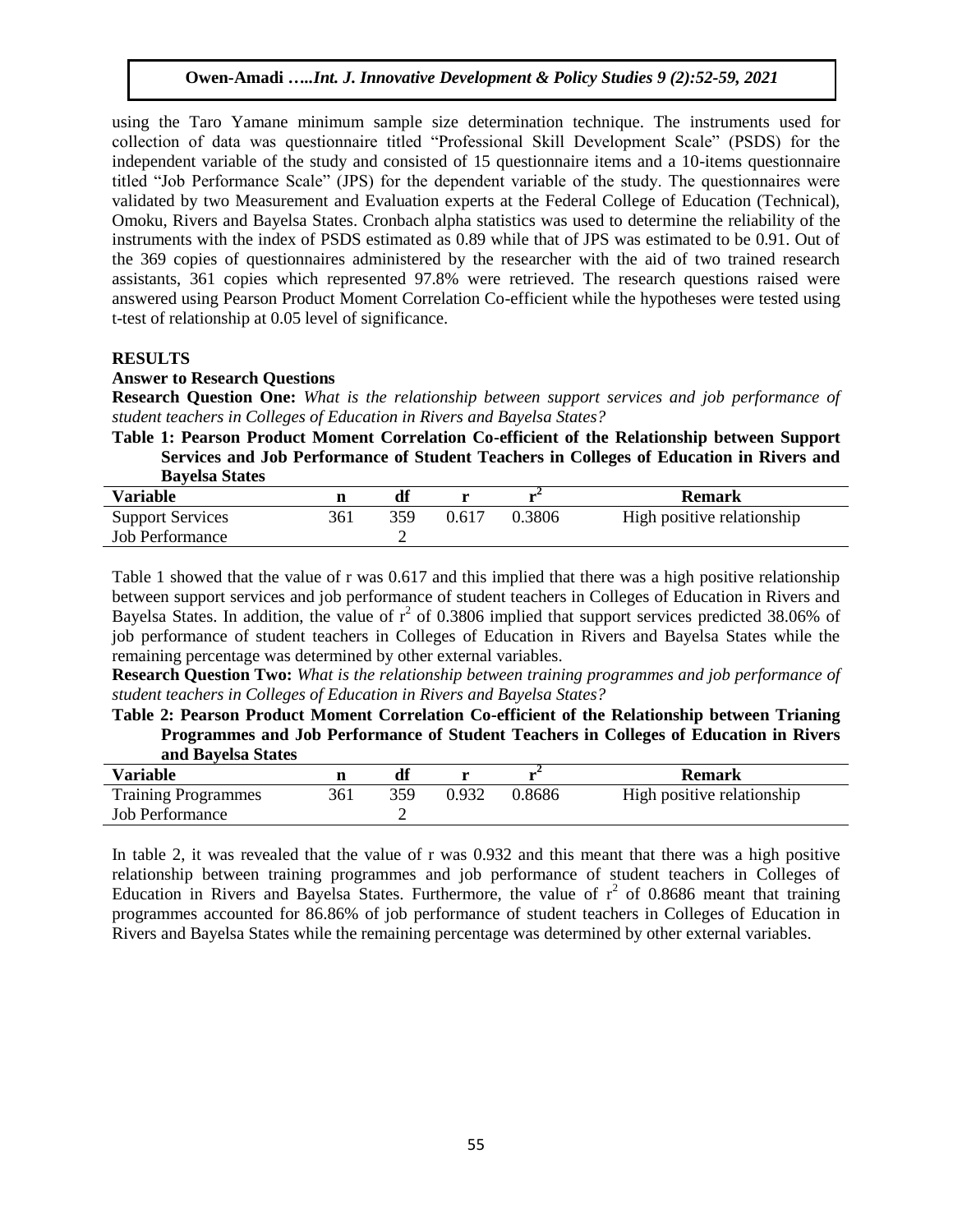using the Taro Yamane minimum sample size determination technique. The instruments used for collection of data was questionnaire titled "Professional Skill Development Scale" (PSDS) for the independent variable of the study and consisted of 15 questionnaire items and a 10-items questionnaire titled "Job Performance Scale" (JPS) for the dependent variable of the study. The questionnaires were validated by two Measurement and Evaluation experts at the Federal College of Education (Technical), Omoku, Rivers and Bayelsa States. Cronbach alpha statistics was used to determine the reliability of the instruments with the index of PSDS estimated as 0.89 while that of JPS was estimated to be 0.91. Out of the 369 copies of questionnaires administered by the researcher with the aid of two trained research assistants, 361 copies which represented 97.8% were retrieved. The research questions raised were answered using Pearson Product Moment Correlation Co-efficient while the hypotheses were tested using t-test of relationship at 0.05 level of significance.

## RESULTS

### Answer to Research Questions

**Research Question One:** *What is the relationship between support services and job performance of student teachers in Colleges of Education in Rivers and Bayelsa States?*

**Table 1: Pearson Product Moment Correlation Co-efficient of the Relationship between Support Services and Job Performance of Student Teachers in Colleges of Education in Rivers and Bayelsa States**

| Variable | n | df | r | $r^2$ | Remark |
|---|---|---|---|---|---|
| Support Services | 361 | 359 | 0.617 | 0.3806 | High positive relationship |
| Job Performance | | 2 | | | |

Table 1 showed that the value of r was 0.617 and this implied that there was a high positive relationship between support services and job performance of student teachers in Colleges of Education in Rivers and Bayelsa States. In addition, the value of $r^2$ of 0.3806 implied that support services predicted 38.06% of job performance of student teachers in Colleges of Education in Rivers and Bayelsa States while the remaining percentage was determined by other external variables.

**Research Question Two:** *What is the relationship between training programmes and job performance of student teachers in Colleges of Education in Rivers and Bayelsa States?*

**Table 2: Pearson Product Moment Correlation Co-efficient of the Relationship between Trianing Programmes and Job Performance of Student Teachers in Colleges of Education in Rivers and Bayelsa States**

| Variable | n | df | r | $r^2$ | Remark |
|---|---|---|---|---|---|
| Training Programmes | 361 | 359 | 0.932 | 0.8686 | High positive relationship |
| Job Performance | | 2 | | | |

In table 2, it was revealed that the value of r was 0.932 and this meant that there was a high positive relationship between training programmes and job performance of student teachers in Colleges of Education in Rivers and Bayelsa States. Furthermore, the value of $r^2$ of 0.8686 meant that training programmes accounted for 86.86% of job performance of student teachers in Colleges of Education in Rivers and Bayelsa States while the remaining percentage was determined by other external variables.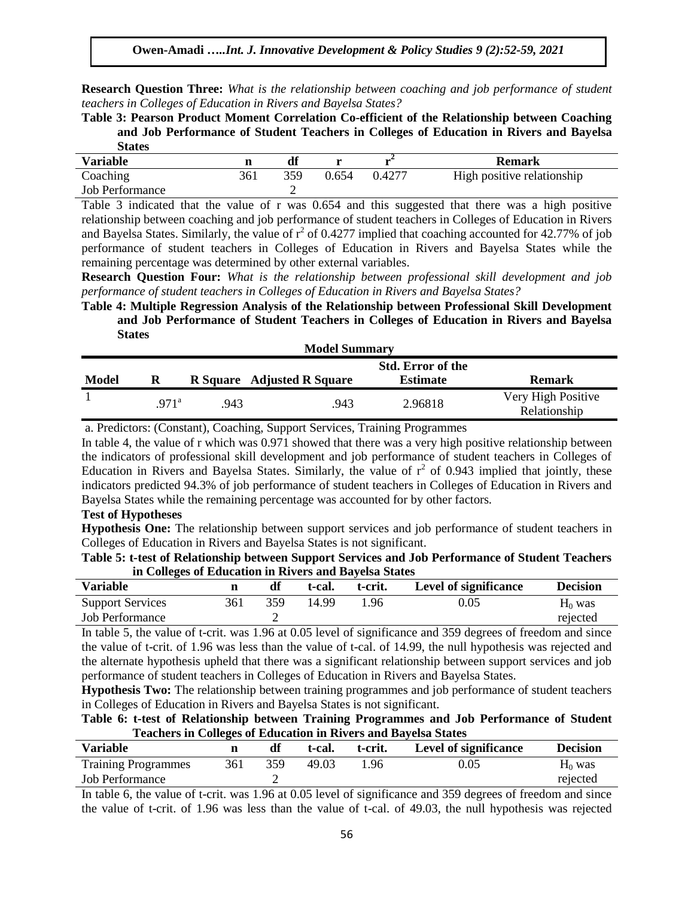**Research Question Three:** *What is the relationship between coaching and job performance of student teachers in Colleges of Education in Rivers and Bayelsa States?*

**Table 3: Pearson Product Moment Correlation Co-efficient of the Relationship between Coaching and Job Performance of Student Teachers in Colleges of Education in Rivers and Bayelsa States**

| Variable | n | df | r | $r^2$ | Remark |
|---|---|---|---|---|---|
| Coaching | 361 | 359 | 0.654 | 0.4277 | High positive relationship |
| Job Performance | | 2 | | | |

Table 3 indicated that the value of r was 0.654 and this suggested that there was a high positive relationship between coaching and job performance of student teachers in Colleges of Education in Rivers and Bayelsa States. Similarly, the value of $r^2$ of 0.4277 implied that coaching accounted for 42.77% of job performance of student teachers in Colleges of Education in Rivers and Bayelsa States while the remaining percentage was determined by other external variables.

**Research Question Four:** *What is the relationship between professional skill development and job performance of student teachers in Colleges of Education in Rivers and Bayelsa States?*

**Table 4: Multiple Regression Analysis of the Relationship between Professional Skill Development and Job Performance of Student Teachers in Colleges of Education in Rivers and Bayelsa States**

**Model Summary**

| Model | R | R Square | Adjusted R Square | Std. Error of the Estimate | Remark |
|---|---|---|---|---|---|
| 1 | .971[a] | .943 | .943 | 2.96818 | Very High Positive Relationship |

a. Predictors: (Constant), Coaching, Support Services, Training Programmes

In table 4, the value of r which was 0.971 showed that there was a very high positive relationship between the indicators of professional skill development and job performance of student teachers in Colleges of Education in Rivers and Bayelsa States. Similarly, the value of $r^2$ of 0.943 implied that jointly, these indicators predicted 94.3% of job performance of student teachers in Colleges of Education in Rivers and Bayelsa States while the remaining percentage was accounted for by other factors.

**Test of Hypotheses**

**Hypothesis One:** The relationship between support services and job performance of student teachers in Colleges of Education in Rivers and Bayelsa States is not significant.

**Table 5: t-test of Relationship between Support Services and Job Performance of Student Teachers in Colleges of Education in Rivers and Bayelsa States**

| Variable | n | df | t-cal. | t-crit. | Level of significance | Decision |
|---|---|---|---|---|---|---|
| Support Services | 361 | 359 | 14.99 | 1.96 | 0.05 | $H_0$ was |
| Job Performance | | 2 | | | | rejected |

In table 5, the value of t-crit. was 1.96 at 0.05 level of significance and 359 degrees of freedom and since the value of t-crit. of 1.96 was less than the value of t-cal. of 14.99, the null hypothesis was rejected and the alternate hypothesis upheld that there was a significant relationship between support services and job performance of student teachers in Colleges of Education in Rivers and Bayelsa States.

**Hypothesis Two:** The relationship between training programmes and job performance of student teachers in Colleges of Education in Rivers and Bayelsa States is not significant.

**Table 6: t-test of Relationship between Training Programmes and Job Performance of Student Teachers in Colleges of Education in Rivers and Bayelsa States**

| Variable | n | df | t-cal. | t-crit. | Level of significance | Decision |
|---|---|---|---|---|---|---|
| Training Programmes | 361 | 359 | 49.03 | 1.96 | 0.05 | $H_0$ was |
| Job Performance | | 2 | | | | rejected |

In table 6, the value of t-crit. was 1.96 at 0.05 level of significance and 359 degrees of freedom and since the value of t-crit. of 1.96 was less than the value of t-cal. of 49.03, the null hypothesis was rejected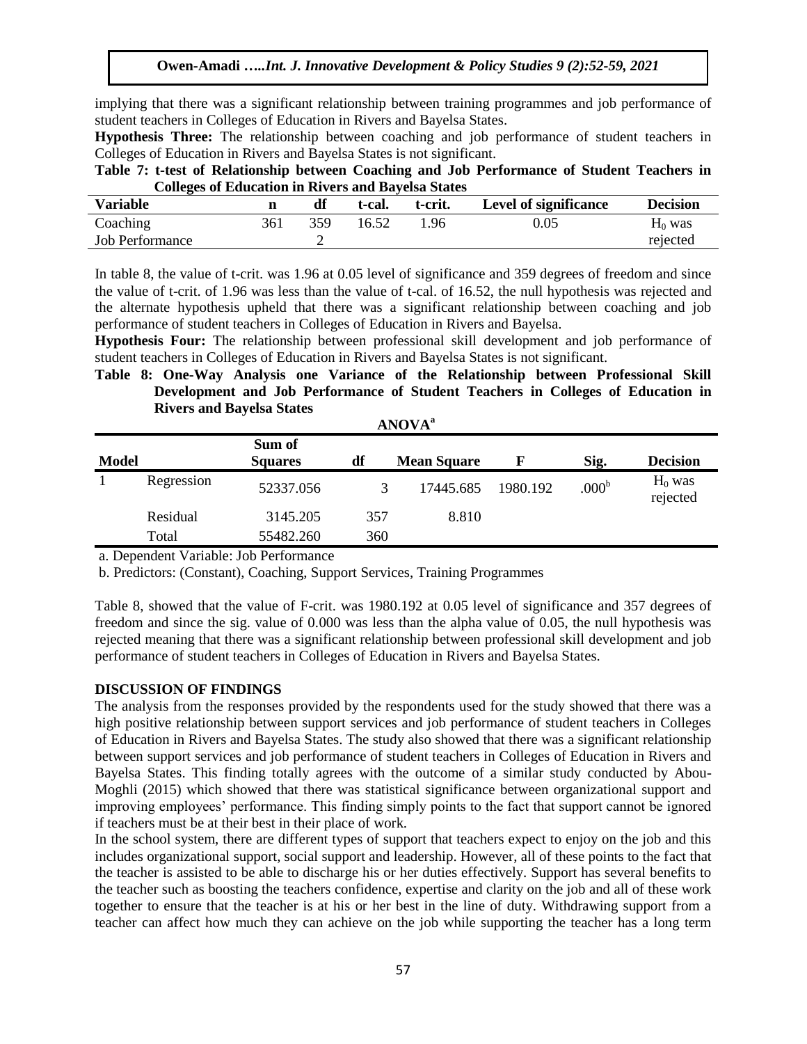implying that there was a significant relationship between training programmes and job performance of student teachers in Colleges of Education in Rivers and Bayelsa States.

**Hypothesis Three:** The relationship between coaching and job performance of student teachers in Colleges of Education in Rivers and Bayelsa States is not significant.

**Table 7: t-test of Relationship between Coaching and Job Performance of Student Teachers in Colleges of Education in Rivers and Bayelsa States**

| Variable | n | df | t-cal. | t-crit. | Level of significance | Decision |
|---|---|---|---|---|---|---|
| Coaching | 361 | 359 | 16.52 | 1.96 | 0.05 | $H_0$ was |
| Job Performance | | 2 | | | | rejected |

In table 8, the value of t-crit. was 1.96 at 0.05 level of significance and 359 degrees of freedom and since the value of t-crit. of 1.96 was less than the value of t-cal. of 16.52, the null hypothesis was rejected and the alternate hypothesis upheld that there was a significant relationship between coaching and job performance of student teachers in Colleges of Education in Rivers and Bayelsa.

**Hypothesis Four:** The relationship between professional skill development and job performance of student teachers in Colleges of Education in Rivers and Bayelsa States is not significant.

**Table 8: One-Way Analysis one Variance of the Relationship between Professional Skill Development and Job Performance of Student Teachers in Colleges of Education in Rivers and Bayelsa States**

**ANOVA[a]**

| Model | | Sum of Squares | df | Mean Square | F | Sig. | Decision |
|---|---|---|---|---|---|---|---|
| 1 | Regression | 52337.056 | 3 | 17445.685 | 1980.192 | .000[b] | $H_0$ was rejected |
| | Residual | 3145.205 | 357 | 8.810 | | | |
| | Total | 55482.260 | 360 | | | | |

a. Dependent Variable: Job Performance

b. Predictors: (Constant), Coaching, Support Services, Training Programmes

Table 8, showed that the value of F-crit. was 1980.192 at 0.05 level of significance and 357 degrees of freedom and since the sig. value of 0.000 was less than the alpha value of 0.05, the null hypothesis was rejected meaning that there was a significant relationship between professional skill development and job performance of student teachers in Colleges of Education in Rivers and Bayelsa States.

## DISCUSSION OF FINDINGS

The analysis from the responses provided by the respondents used for the study showed that there was a high positive relationship between support services and job performance of student teachers in Colleges of Education in Rivers and Bayelsa States. The study also showed that there was a significant relationship between support services and job performance of student teachers in Colleges of Education in Rivers and Bayelsa States. This finding totally agrees with the outcome of a similar study conducted by Abou-Moghli (2015) which showed that there was statistical significance between organizational support and improving employees' performance. This finding simply points to the fact that support cannot be ignored if teachers must be at their best in their place of work.

In the school system, there are different types of support that teachers expect to enjoy on the job and this includes organizational support, social support and leadership. However, all of these points to the fact that the teacher is assisted to be able to discharge his or her duties effectively. Support has several benefits to the teacher such as boosting the teachers confidence, expertise and clarity on the job and all of these work together to ensure that the teacher is at his or her best in the line of duty. Withdrawing support from a teacher can affect how much they can achieve on the job while supporting the teacher has a long term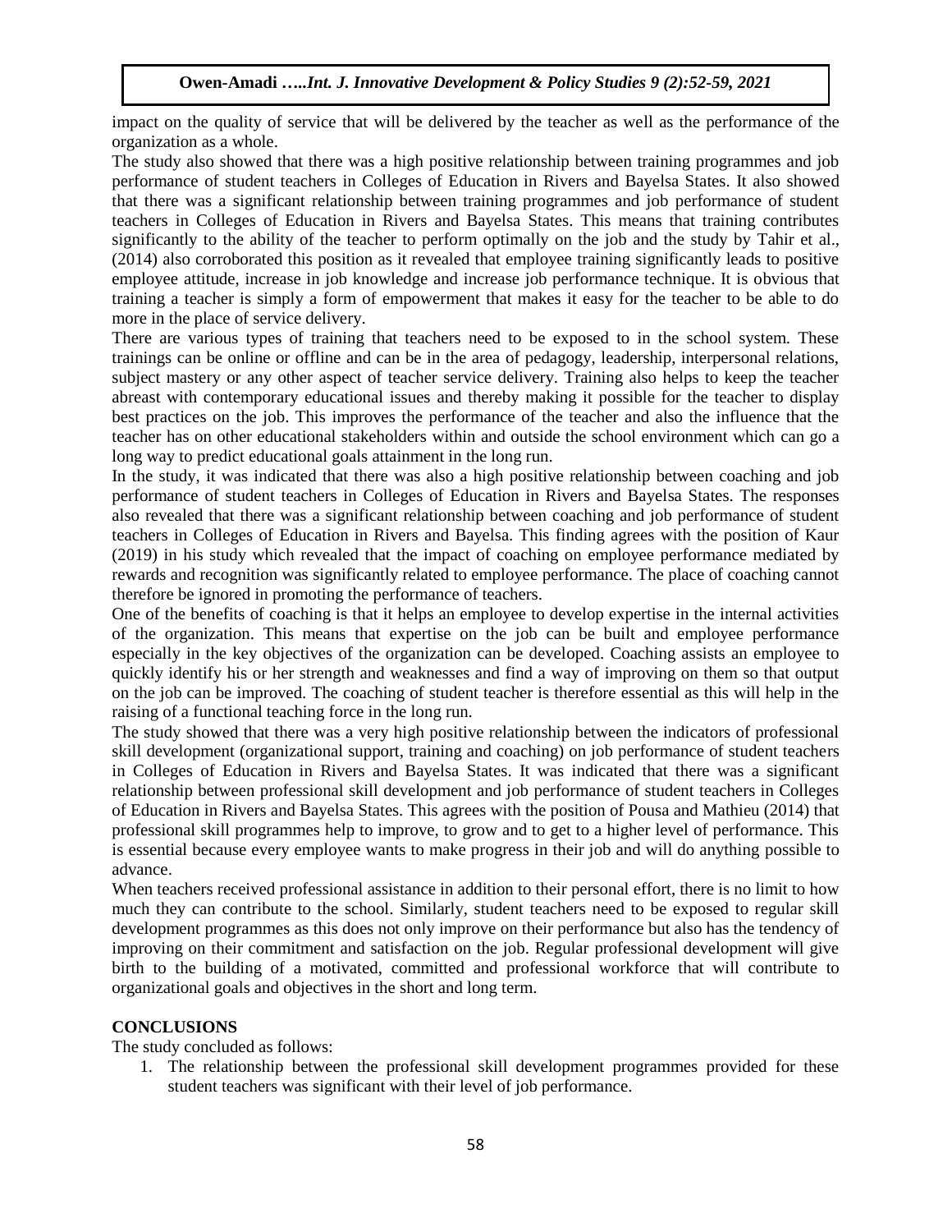impact on the quality of service that will be delivered by the teacher as well as the performance of the organization as a whole.

The study also showed that there was a high positive relationship between training programmes and job performance of student teachers in Colleges of Education in Rivers and Bayelsa States. It also showed that there was a significant relationship between training programmes and job performance of student teachers in Colleges of Education in Rivers and Bayelsa States. This means that training contributes significantly to the ability of the teacher to perform optimally on the job and the study by Tahir et al., (2014) also corroborated this position as it revealed that employee training significantly leads to positive employee attitude, increase in job knowledge and increase job performance technique. It is obvious that training a teacher is simply a form of empowerment that makes it easy for the teacher to be able to do more in the place of service delivery.

There are various types of training that teachers need to be exposed to in the school system. These trainings can be online or offline and can be in the area of pedagogy, leadership, interpersonal relations, subject mastery or any other aspect of teacher service delivery. Training also helps to keep the teacher abreast with contemporary educational issues and thereby making it possible for the teacher to display best practices on the job. This improves the performance of the teacher and also the influence that the teacher has on other educational stakeholders within and outside the school environment which can go a long way to predict educational goals attainment in the long run.

In the study, it was indicated that there was also a high positive relationship between coaching and job performance of student teachers in Colleges of Education in Rivers and Bayelsa States. The responses also revealed that there was a significant relationship between coaching and job performance of student teachers in Colleges of Education in Rivers and Bayelsa. This finding agrees with the position of Kaur (2019) in his study which revealed that the impact of coaching on employee performance mediated by rewards and recognition was significantly related to employee performance. The place of coaching cannot therefore be ignored in promoting the performance of teachers.

One of the benefits of coaching is that it helps an employee to develop expertise in the internal activities of the organization. This means that expertise on the job can be built and employee performance especially in the key objectives of the organization can be developed. Coaching assists an employee to quickly identify his or her strength and weaknesses and find a way of improving on them so that output on the job can be improved. The coaching of student teacher is therefore essential as this will help in the raising of a functional teaching force in the long run.

The study showed that there was a very high positive relationship between the indicators of professional skill development (organizational support, training and coaching) on job performance of student teachers in Colleges of Education in Rivers and Bayelsa States. It was indicated that there was a significant relationship between professional skill development and job performance of student teachers in Colleges of Education in Rivers and Bayelsa States. This agrees with the position of Pousa and Mathieu (2014) that professional skill programmes help to improve, to grow and to get to a higher level of performance. This is essential because every employee wants to make progress in their job and will do anything possible to advance.

When teachers received professional assistance in addition to their personal effort, there is no limit to how much they can contribute to the school. Similarly, student teachers need to be exposed to regular skill development programmes as this does not only improve on their performance but also has the tendency of improving on their commitment and satisfaction on the job. Regular professional development will give birth to the building of a motivated, committed and professional workforce that will contribute to organizational goals and objectives in the short and long term.

## CONCLUSIONS

The study concluded as follows:

1. The relationship between the professional skill development programmes provided for these student teachers was significant with their level of job performance.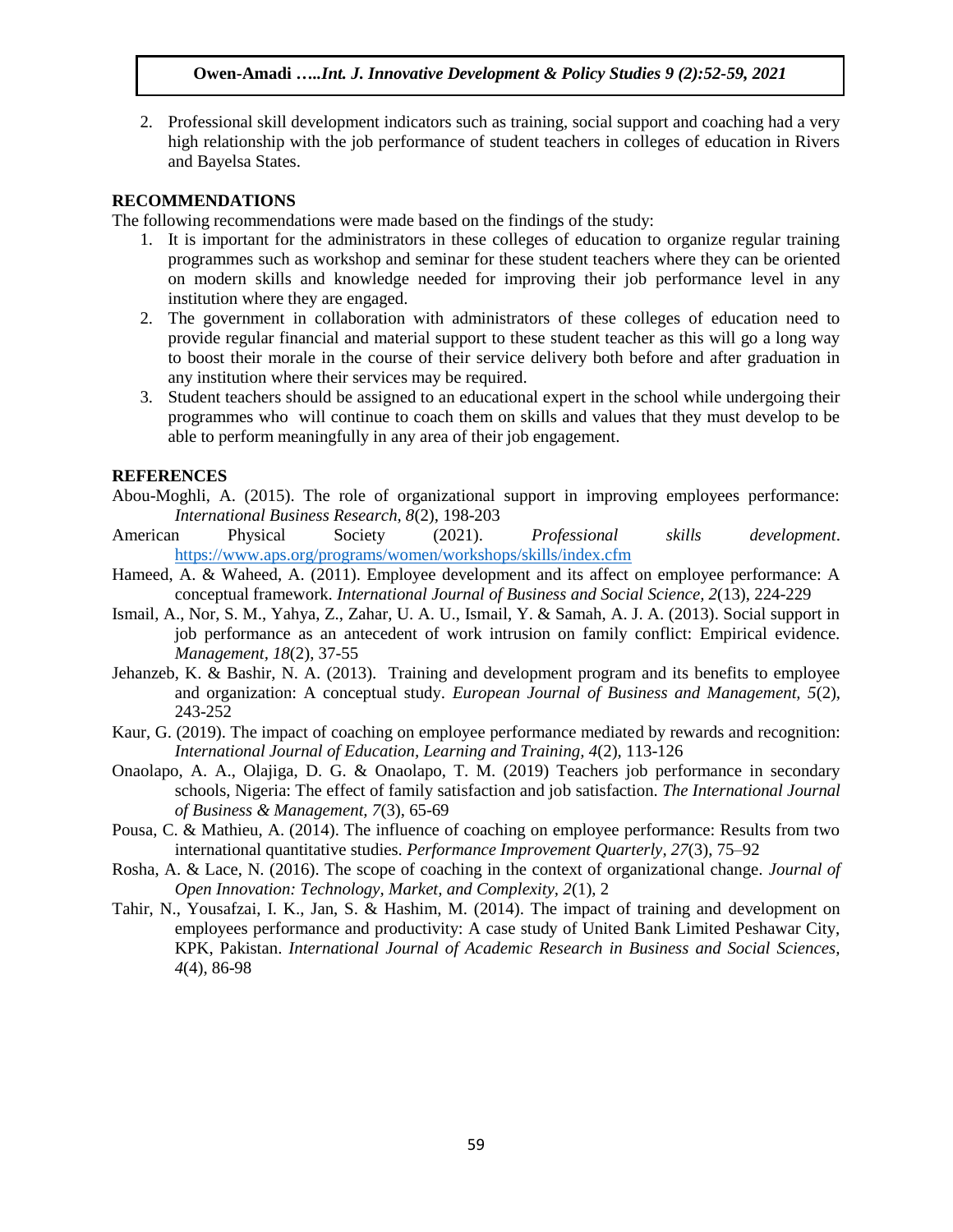2. Professional skill development indicators such as training, social support and coaching had a very high relationship with the job performance of student teachers in colleges of education in Rivers and Bayelsa States.

## RECOMMENDATIONS

The following recommendations were made based on the findings of the study:

1. It is important for the administrators in these colleges of education to organize regular training programmes such as workshop and seminar for these student teachers where they can be oriented on modern skills and knowledge needed for improving their job performance level in any institution where they are engaged.
2. The government in collaboration with administrators of these colleges of education need to provide regular financial and material support to these student teacher as this will go a long way to boost their morale in the course of their service delivery both before and after graduation in any institution where their services may be required.
3. Student teachers should be assigned to an educational expert in the school while undergoing their programmes who will continue to coach them on skills and values that they must develop to be able to perform meaningfully in any area of their job engagement.

## REFERENCES

Abou-Moghli, A. (2015). The role of organizational support in improving employees performance: *International Business Research, 8*(2), 198-203

American Physical Society (2021). *Professional skills development*. https://www.aps.org/programs/women/workshops/skills/index.cfm

Hameed, A. & Waheed, A. (2011). Employee development and its affect on employee performance: A conceptual framework. *International Journal of Business and Social Science, 2*(13), 224-229

Ismail, A., Nor, S. M., Yahya, Z., Zahar, U. A. U., Ismail, Y. & Samah, A. J. A. (2013). Social support in job performance as an antecedent of work intrusion on family conflict: Empirical evidence. *Management, 18*(2), 37-55

Jehanzeb, K. & Bashir, N. A. (2013). Training and development program and its benefits to employee and organization: A conceptual study. *European Journal of Business and Management, 5*(2), 243-252

Kaur, G. (2019). The impact of coaching on employee performance mediated by rewards and recognition: *International Journal of Education, Learning and Training, 4*(2), 113-126

Onaolapo, A. A., Olajiga, D. G. & Onaolapo, T. M. (2019) Teachers job performance in secondary schools, Nigeria: The effect of family satisfaction and job satisfaction. *The International Journal of Business & Management, 7*(3), 65-69

Pousa, C. & Mathieu, A. (2014). The influence of coaching on employee performance: Results from two international quantitative studies. *Performance Improvement Quarterly, 27*(3), 75–92

Rosha, A. & Lace, N. (2016). The scope of coaching in the context of organizational change. *Journal of Open Innovation: Technology, Market, and Complexity, 2*(1), 2

Tahir, N., Yousafzai, I. K., Jan, S. & Hashim, M. (2014). The impact of training and development on employees performance and productivity: A case study of United Bank Limited Peshawar City, KPK, Pakistan. *International Journal of Academic Research in Business and Social Sciences, 4*(4), 86-98